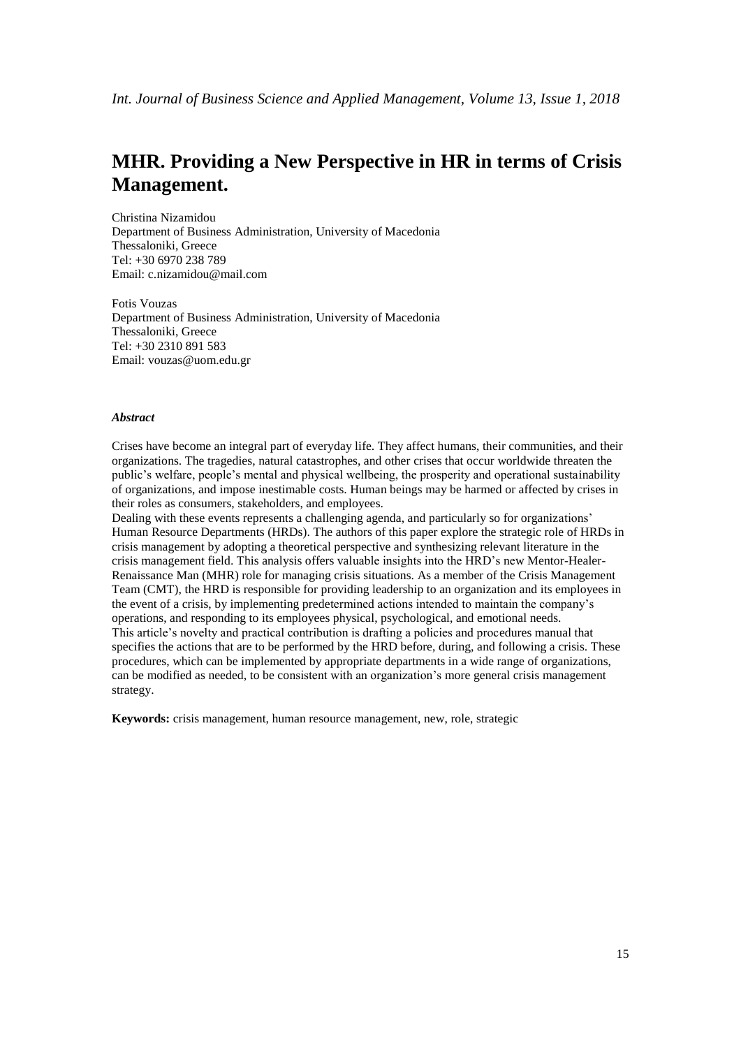# MHR. Providing a New Perspective in HR in terms of Crisis Management.

Christina Nizamidou
Department of Business Administration, University of Macedonia
Thessaloniki, Greece
Tel: +30 6970 238 789
Email: c.nizamidou@mail.com

Fotis Vouzas
Department of Business Administration, University of Macedonia
Thessaloniki, Greece
Tel: +30 2310 891 583
Email: vouzas@uom.edu.gr

### *Abstract*

Crises have become an integral part of everyday life. They affect humans, their communities, and their organizations. The tragedies, natural catastrophes, and other crises that occur worldwide threaten the public's welfare, people's mental and physical wellbeing, the prosperity and operational sustainability of organizations, and impose inestimable costs. Human beings may be harmed or affected by crises in their roles as consumers, stakeholders, and employees.

Dealing with these events represents a challenging agenda, and particularly so for organizations' Human Resource Departments (HRDs). The authors of this paper explore the strategic role of HRDs in crisis management by adopting a theoretical perspective and synthesizing relevant literature in the crisis management field. This analysis offers valuable insights into the HRD's new Mentor-Healer-Renaissance Man (MHR) role for managing crisis situations. As a member of the Crisis Management Team (CMT), the HRD is responsible for providing leadership to an organization and its employees in the event of a crisis, by implementing predetermined actions intended to maintain the company's operations, and responding to its employees physical, psychological, and emotional needs.

This article's novelty and practical contribution is drafting a policies and procedures manual that specifies the actions that are to be performed by the HRD before, during, and following a crisis. These procedures, which can be implemented by appropriate departments in a wide range of organizations, can be modified as needed, to be consistent with an organization's more general crisis management strategy.

**Keywords:** crisis management, human resource management, new, role, strategic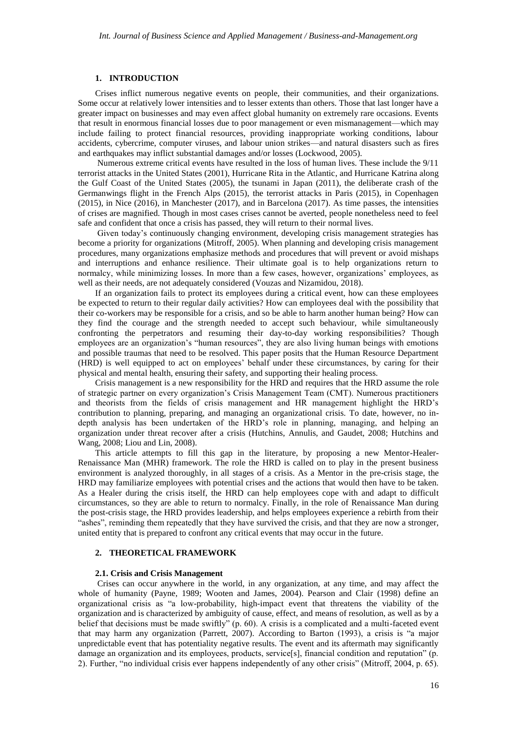## 1. INTRODUCTION

Crises inflict numerous negative events on people, their communities, and their organizations. Some occur at relatively lower intensities and to lesser extents than others. Those that last longer have a greater impact on businesses and may even affect global humanity on extremely rare occasions. Events that result in enormous financial losses due to poor management or even mismanagement—which may include failing to protect financial resources, providing inappropriate working conditions, labour accidents, cybercrime, computer viruses, and labour union strikes—and natural disasters such as fires and earthquakes may inflict substantial damages and/or losses (Lockwood, 2005).

Numerous extreme critical events have resulted in the loss of human lives. These include the 9/11 terrorist attacks in the United States (2001), Hurricane Rita in the Atlantic, and Hurricane Katrina along the Gulf Coast of the United States (2005), the tsunami in Japan (2011), the deliberate crash of the Germanwings flight in the French Alps (2015), the terrorist attacks in Paris (2015), in Copenhagen (2015), in Nice (2016), in Manchester (2017), and in Barcelona (2017). As time passes, the intensities of crises are magnified. Though in most cases crises cannot be averted, people nonetheless need to feel safe and confident that once a crisis has passed, they will return to their normal lives.

Given today's continuously changing environment, developing crisis management strategies has become a priority for organizations (Mitroff, 2005). When planning and developing crisis management procedures, many organizations emphasize methods and procedures that will prevent or avoid mishaps and interruptions and enhance resilience. Their ultimate goal is to help organizations return to normalcy, while minimizing losses. In more than a few cases, however, organizations' employees, as well as their needs, are not adequately considered (Vouzas and Nizamidou, 2018).

If an organization fails to protect its employees during a critical event, how can these employees be expected to return to their regular daily activities? How can employees deal with the possibility that their co-workers may be responsible for a crisis, and so be able to harm another human being? How can they find the courage and the strength needed to accept such behaviour, while simultaneously confronting the perpetrators and resuming their day-to-day working responsibilities? Though employees are an organization's "human resources", they are also living human beings with emotions and possible traumas that need to be resolved. This paper posits that the Human Resource Department (HRD) is well equipped to act on employees' behalf under these circumstances, by caring for their physical and mental health, ensuring their safety, and supporting their healing process.

Crisis management is a new responsibility for the HRD and requires that the HRD assume the role of strategic partner on every organization's Crisis Management Team (CMT). Numerous practitioners and theorists from the fields of crisis management and HR management highlight the HRD's contribution to planning, preparing, and managing an organizational crisis. To date, however, no in-depth analysis has been undertaken of the HRD's role in planning, managing, and helping an organization under threat recover after a crisis (Hutchins, Annulis, and Gaudet, 2008; Hutchins and Wang, 2008; Liou and Lin, 2008).

This article attempts to fill this gap in the literature, by proposing a new Mentor-Healer-Renaissance Man (MHR) framework. The role the HRD is called on to play in the present business environment is analyzed thoroughly, in all stages of a crisis. As a Mentor in the pre-crisis stage, the HRD may familiarize employees with potential crises and the actions that would then have to be taken. As a Healer during the crisis itself, the HRD can help employees cope with and adapt to difficult circumstances, so they are able to return to normalcy. Finally, in the role of Renaissance Man during the post-crisis stage, the HRD provides leadership, and helps employees experience a rebirth from their "ashes", reminding them repeatedly that they have survived the crisis, and that they are now a stronger, united entity that is prepared to confront any critical events that may occur in the future.

## 2. THEORETICAL FRAMEWORK

### 2.1. Crisis and Crisis Management

Crises can occur anywhere in the world, in any organization, at any time, and may affect the whole of humanity (Payne, 1989; Wooten and James, 2004). Pearson and Clair (1998) define an organizational crisis as "a low-probability, high-impact event that threatens the viability of the organization and is characterized by ambiguity of cause, effect, and means of resolution, as well as by a belief that decisions must be made swiftly" (p. 60). A crisis is a complicated and a multi-faceted event that may harm any organization (Parrett, 2007). According to Barton (1993), a crisis is "a major unpredictable event that has potentiality negative results. The event and its aftermath may significantly damage an organization and its employees, products, service[s], financial condition and reputation" (p. 2). Further, "no individual crisis ever happens independently of any other crisis" (Mitroff, 2004, p. 65).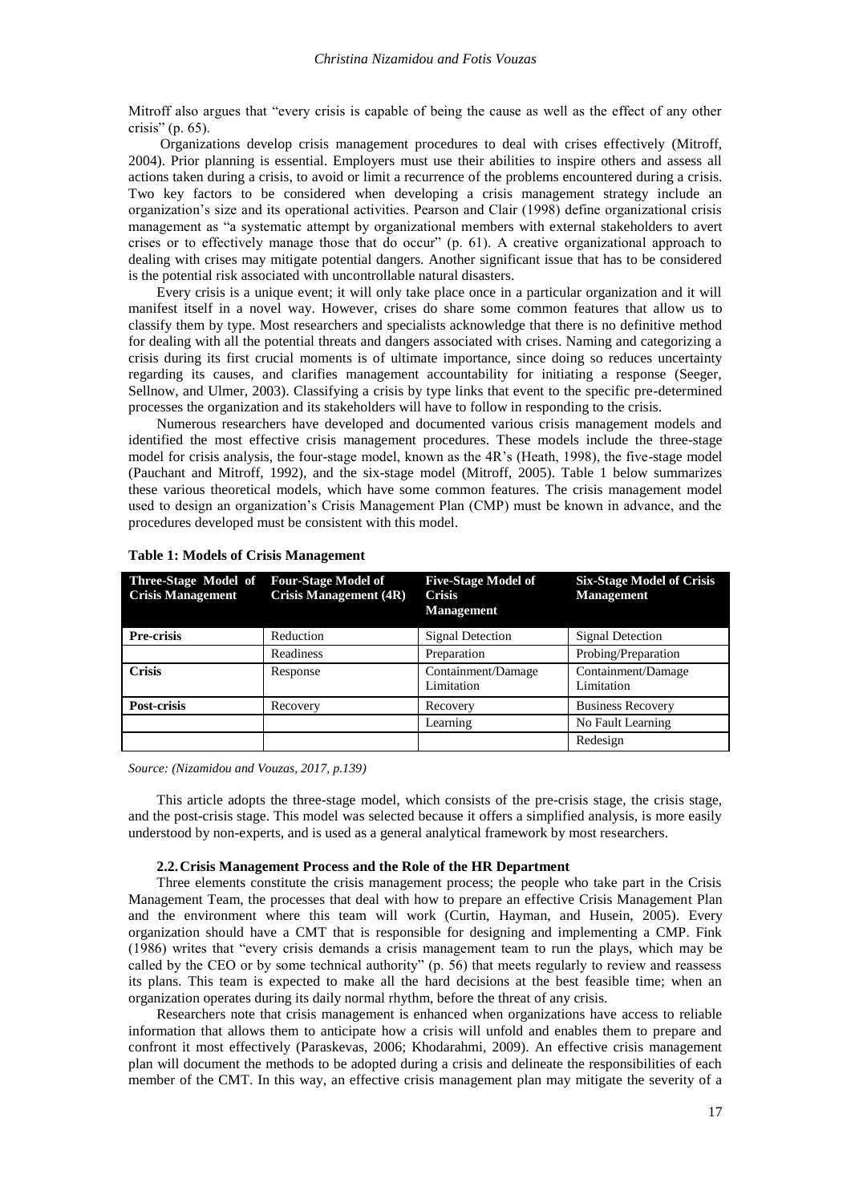Mitroff also argues that "every crisis is capable of being the cause as well as the effect of any other crisis" (p. 65).

Organizations develop crisis management procedures to deal with crises effectively (Mitroff, 2004). Prior planning is essential. Employers must use their abilities to inspire others and assess all actions taken during a crisis, to avoid or limit a recurrence of the problems encountered during a crisis. Two key factors to be considered when developing a crisis management strategy include an organization's size and its operational activities. Pearson and Clair (1998) define organizational crisis management as "a systematic attempt by organizational members with external stakeholders to avert crises or to effectively manage those that do occur" (p. 61). A creative organizational approach to dealing with crises may mitigate potential dangers. Another significant issue that has to be considered is the potential risk associated with uncontrollable natural disasters.

Every crisis is a unique event; it will only take place once in a particular organization and it will manifest itself in a novel way. However, crises do share some common features that allow us to classify them by type. Most researchers and specialists acknowledge that there is no definitive method for dealing with all the potential threats and dangers associated with crises. Naming and categorizing a crisis during its first crucial moments is of ultimate importance, since doing so reduces uncertainty regarding its causes, and clarifies management accountability for initiating a response (Seeger, Sellnow, and Ulmer, 2003). Classifying a crisis by type links that event to the specific pre-determined processes the organization and its stakeholders will have to follow in responding to the crisis.

Numerous researchers have developed and documented various crisis management models and identified the most effective crisis management procedures. These models include the three-stage model for crisis analysis, the four-stage model, known as the 4R's (Heath, 1998), the five-stage model (Pauchant and Mitroff, 1992), and the six-stage model (Mitroff, 2005). Table 1 below summarizes these various theoretical models, which have some common features. The crisis management model used to design an organization's Crisis Management Plan (CMP) must be known in advance, and the procedures developed must be consistent with this model.

**Table 1: Models of Crisis Management**

| Three-Stage Model of Crisis Management | Four-Stage Model of Crisis Management (4R) | Five-Stage Model of Crisis Management | Six-Stage Model of Crisis Management |
|---|---|---|---|
| **Pre-crisis** | Reduction | Signal Detection | Signal Detection |
| | Readiness | Preparation | Probing/Preparation |
| **Crisis** | Response | Containment/Damage Limitation | Containment/Damage Limitation |
| **Post-crisis** | Recovery | Recovery | Business Recovery |
| | | Learning | No Fault Learning |
| | | | Redesign |

*Source: (Nizamidou and Vouzas, 2017, p.139)*

This article adopts the three-stage model, which consists of the pre-crisis stage, the crisis stage, and the post-crisis stage. This model was selected because it offers a simplified analysis, is more easily understood by non-experts, and is used as a general analytical framework by most researchers.

### 2.2. Crisis Management Process and the Role of the HR Department

Three elements constitute the crisis management process; the people who take part in the Crisis Management Team, the processes that deal with how to prepare an effective Crisis Management Plan and the environment where this team will work (Curtin, Hayman, and Husein, 2005). Every organization should have a CMT that is responsible for designing and implementing a CMP. Fink (1986) writes that "every crisis demands a crisis management team to run the plays, which may be called by the CEO or by some technical authority" (p. 56) that meets regularly to review and reassess its plans. This team is expected to make all the hard decisions at the best feasible time; when an organization operates during its daily normal rhythm, before the threat of any crisis.

Researchers note that crisis management is enhanced when organizations have access to reliable information that allows them to anticipate how a crisis will unfold and enables them to prepare and confront it most effectively (Paraskevas, 2006; Khodarahmi, 2009). An effective crisis management plan will document the methods to be adopted during a crisis and delineate the responsibilities of each member of the CMT. In this way, an effective crisis management plan may mitigate the severity of a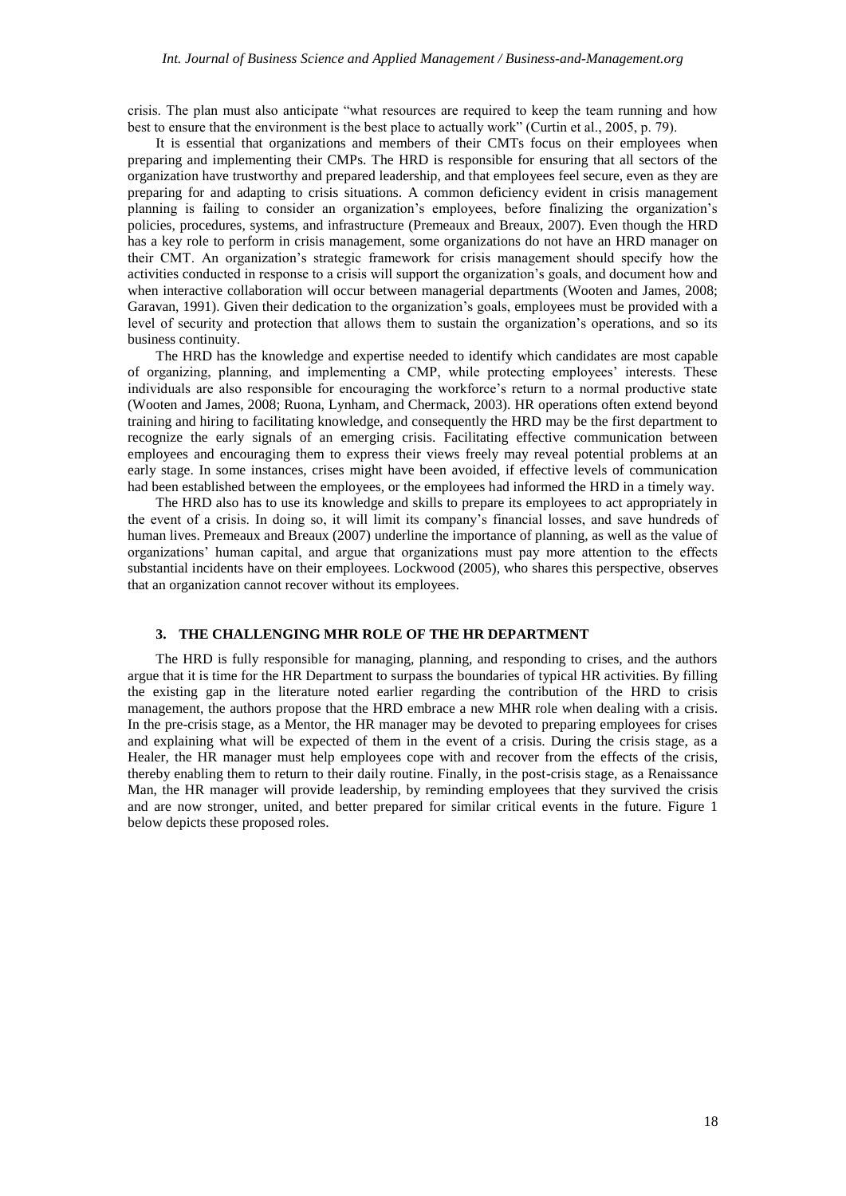crisis. The plan must also anticipate "what resources are required to keep the team running and how best to ensure that the environment is the best place to actually work" (Curtin et al., 2005, p. 79).

It is essential that organizations and members of their CMTs focus on their employees when preparing and implementing their CMPs. The HRD is responsible for ensuring that all sectors of the organization have trustworthy and prepared leadership, and that employees feel secure, even as they are preparing for and adapting to crisis situations. A common deficiency evident in crisis management planning is failing to consider an organization's employees, before finalizing the organization's policies, procedures, systems, and infrastructure (Premeaux and Breaux, 2007). Even though the HRD has a key role to perform in crisis management, some organizations do not have an HRD manager on their CMT. An organization's strategic framework for crisis management should specify how the activities conducted in response to a crisis will support the organization's goals, and document how and when interactive collaboration will occur between managerial departments (Wooten and James, 2008; Garavan, 1991). Given their dedication to the organization's goals, employees must be provided with a level of security and protection that allows them to sustain the organization's operations, and so its business continuity.

The HRD has the knowledge and expertise needed to identify which candidates are most capable of organizing, planning, and implementing a CMP, while protecting employees' interests. These individuals are also responsible for encouraging the workforce's return to a normal productive state (Wooten and James, 2008; Ruona, Lynham, and Chermack, 2003). HR operations often extend beyond training and hiring to facilitating knowledge, and consequently the HRD may be the first department to recognize the early signals of an emerging crisis. Facilitating effective communication between employees and encouraging them to express their views freely may reveal potential problems at an early stage. In some instances, crises might have been avoided, if effective levels of communication had been established between the employees, or the employees had informed the HRD in a timely way.

The HRD also has to use its knowledge and skills to prepare its employees to act appropriately in the event of a crisis. In doing so, it will limit its company's financial losses, and save hundreds of human lives. Premeaux and Breaux (2007) underline the importance of planning, as well as the value of organizations' human capital, and argue that organizations must pay more attention to the effects substantial incidents have on their employees. Lockwood (2005), who shares this perspective, observes that an organization cannot recover without its employees.

## 3. THE CHALLENGING MHR ROLE OF THE HR DEPARTMENT

The HRD is fully responsible for managing, planning, and responding to crises, and the authors argue that it is time for the HR Department to surpass the boundaries of typical HR activities. By filling the existing gap in the literature noted earlier regarding the contribution of the HRD to crisis management, the authors propose that the HRD embrace a new MHR role when dealing with a crisis. In the pre-crisis stage, as a Mentor, the HR manager may be devoted to preparing employees for crises and explaining what will be expected of them in the event of a crisis. During the crisis stage, as a Healer, the HR manager must help employees cope with and recover from the effects of the crisis, thereby enabling them to return to their daily routine. Finally, in the post-crisis stage, as a Renaissance Man, the HR manager will provide leadership, by reminding employees that they survived the crisis and are now stronger, united, and better prepared for similar critical events in the future. Figure 1 below depicts these proposed roles.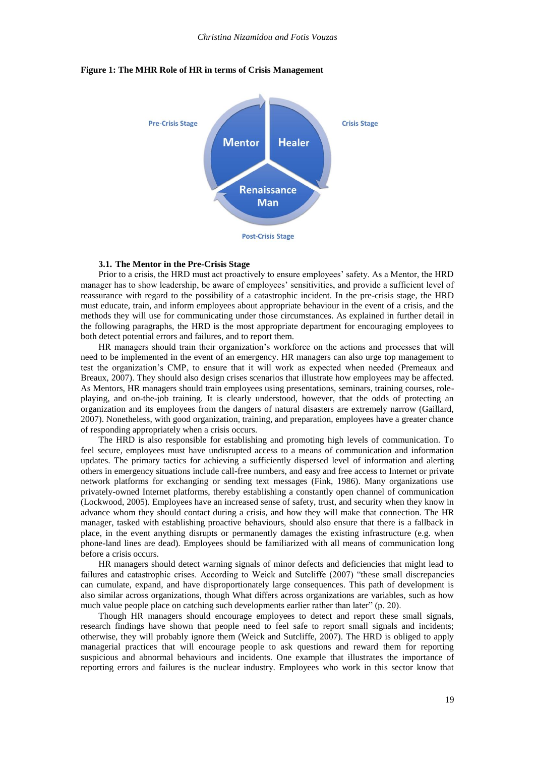**Figure 1: The MHR Role of HR in terms of Crisis Management**

Pre-Crisis Stage

Mentor

Healer

Crisis Stage

Renaissance Man

Post-Crisis Stage

### 3.1. The Mentor in the Pre-Crisis Stage

Prior to a crisis, the HRD must act proactively to ensure employees' safety. As a Mentor, the HRD manager has to show leadership, be aware of employees' sensitivities, and provide a sufficient level of reassurance with regard to the possibility of a catastrophic incident. In the pre-crisis stage, the HRD must educate, train, and inform employees about appropriate behaviour in the event of a crisis, and the methods they will use for communicating under those circumstances. As explained in further detail in the following paragraphs, the HRD is the most appropriate department for encouraging employees to both detect potential errors and failures, and to report them.

HR managers should train their organization's workforce on the actions and processes that will need to be implemented in the event of an emergency. HR managers can also urge top management to test the organization's CMP, to ensure that it will work as expected when needed (Premeaux and Breaux, 2007). They should also design crises scenarios that illustrate how employees may be affected. As Mentors, HR managers should train employees using presentations, seminars, training courses, role-playing, and on-the-job training. It is clearly understood, however, that the odds of protecting an organization and its employees from the dangers of natural disasters are extremely narrow (Gaillard, 2007). Nonetheless, with good organization, training, and preparation, employees have a greater chance of responding appropriately when a crisis occurs.

The HRD is also responsible for establishing and promoting high levels of communication. To feel secure, employees must have undisrupted access to a means of communication and information updates. The primary tactics for achieving a sufficiently dispersed level of information and alerting others in emergency situations include call-free numbers, and easy and free access to Internet or private network platforms for exchanging or sending text messages (Fink, 1986). Many organizations use privately-owned Internet platforms, thereby establishing a constantly open channel of communication (Lockwood, 2005). Employees have an increased sense of safety, trust, and security when they know in advance whom they should contact during a crisis, and how they will make that connection. The HR manager, tasked with establishing proactive behaviours, should also ensure that there is a fallback in place, in the event anything disrupts or permanently damages the existing infrastructure (e.g. when phone-land lines are dead). Employees should be familiarized with all means of communication long before a crisis occurs.

HR managers should detect warning signals of minor defects and deficiencies that might lead to failures and catastrophic crises. According to Weick and Sutcliffe (2007) "these small discrepancies can cumulate, expand, and have disproportionately large consequences. This path of development is also similar across organizations, though What differs across organizations are variables, such as how much value people place on catching such developments earlier rather than later" (p. 20).

Though HR managers should encourage employees to detect and report these small signals, research findings have shown that people need to feel safe to report small signals and incidents; otherwise, they will probably ignore them (Weick and Sutcliffe, 2007). The HRD is obliged to apply managerial practices that will encourage people to ask questions and reward them for reporting suspicious and abnormal behaviours and incidents. One example that illustrates the importance of reporting errors and failures is the nuclear industry. Employees who work in this sector know that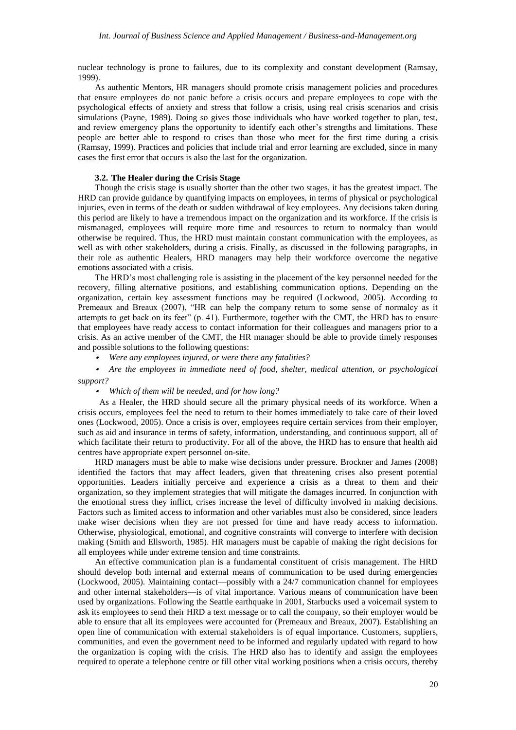nuclear technology is prone to failures, due to its complexity and constant development (Ramsay, 1999).

As authentic Mentors, HR managers should promote crisis management policies and procedures that ensure employees do not panic before a crisis occurs and prepare employees to cope with the psychological effects of anxiety and stress that follow a crisis, using real crisis scenarios and crisis simulations (Payne, 1989). Doing so gives those individuals who have worked together to plan, test, and review emergency plans the opportunity to identify each other's strengths and limitations. These people are better able to respond to crises than those who meet for the first time during a crisis (Ramsay, 1999). Practices and policies that include trial and error learning are excluded, since in many cases the first error that occurs is also the last for the organization.

### 3.2. The Healer during the Crisis Stage

Though the crisis stage is usually shorter than the other two stages, it has the greatest impact. The HRD can provide guidance by quantifying impacts on employees, in terms of physical or psychological injuries, even in terms of the death or sudden withdrawal of key employees. Any decisions taken during this period are likely to have a tremendous impact on the organization and its workforce. If the crisis is mismanaged, employees will require more time and resources to return to normalcy than would otherwise be required. Thus, the HRD must maintain constant communication with the employees, as well as with other stakeholders, during a crisis. Finally, as discussed in the following paragraphs, in their role as authentic Healers, HRD managers may help their workforce overcome the negative emotions associated with a crisis.

The HRD's most challenging role is assisting in the placement of the key personnel needed for the recovery, filling alternative positions, and establishing communication options. Depending on the organization, certain key assessment functions may be required (Lockwood, 2005). According to Premeaux and Breaux (2007), "HR can help the company return to some sense of normalcy as it attempts to get back on its feet" (p. 41). Furthermore, together with the CMT, the HRD has to ensure that employees have ready access to contact information for their colleagues and managers prior to a crisis. As an active member of the CMT, the HR manager should be able to provide timely responses and possible solutions to the following questions:

- *Were any employees injured, or were there any fatalities?*
- *Are the employees in immediate need of food, shelter, medical attention, or psychological support?*
- *Which of them will be needed, and for how long?*

As a Healer, the HRD should secure all the primary physical needs of its workforce. When a crisis occurs, employees feel the need to return to their homes immediately to take care of their loved ones (Lockwood, 2005). Once a crisis is over, employees require certain services from their employer, such as aid and insurance in terms of safety, information, understanding, and continuous support, all of which facilitate their return to productivity. For all of the above, the HRD has to ensure that health aid centres have appropriate expert personnel on-site.

HRD managers must be able to make wise decisions under pressure. Brockner and James (2008) identified the factors that may affect leaders, given that threatening crises also present potential opportunities. Leaders initially perceive and experience a crisis as a threat to them and their organization, so they implement strategies that will mitigate the damages incurred. In conjunction with the emotional stress they inflict, crises increase the level of difficulty involved in making decisions. Factors such as limited access to information and other variables must also be considered, since leaders make wiser decisions when they are not pressed for time and have ready access to information. Otherwise, physiological, emotional, and cognitive constraints will converge to interfere with decision making (Smith and Ellsworth, 1985). HR managers must be capable of making the right decisions for all employees while under extreme tension and time constraints.

An effective communication plan is a fundamental constituent of crisis management. The HRD should develop both internal and external means of communication to be used during emergencies (Lockwood, 2005). Maintaining contact—possibly with a 24/7 communication channel for employees and other internal stakeholders—is of vital importance. Various means of communication have been used by organizations. Following the Seattle earthquake in 2001, Starbucks used a voicemail system to ask its employees to send their HRD a text message or to call the company, so their employer would be able to ensure that all its employees were accounted for (Premeaux and Breaux, 2007). Establishing an open line of communication with external stakeholders is of equal importance. Customers, suppliers, communities, and even the government need to be informed and regularly updated with regard to how the organization is coping with the crisis. The HRD also has to identify and assign the employees required to operate a telephone centre or fill other vital working positions when a crisis occurs, thereby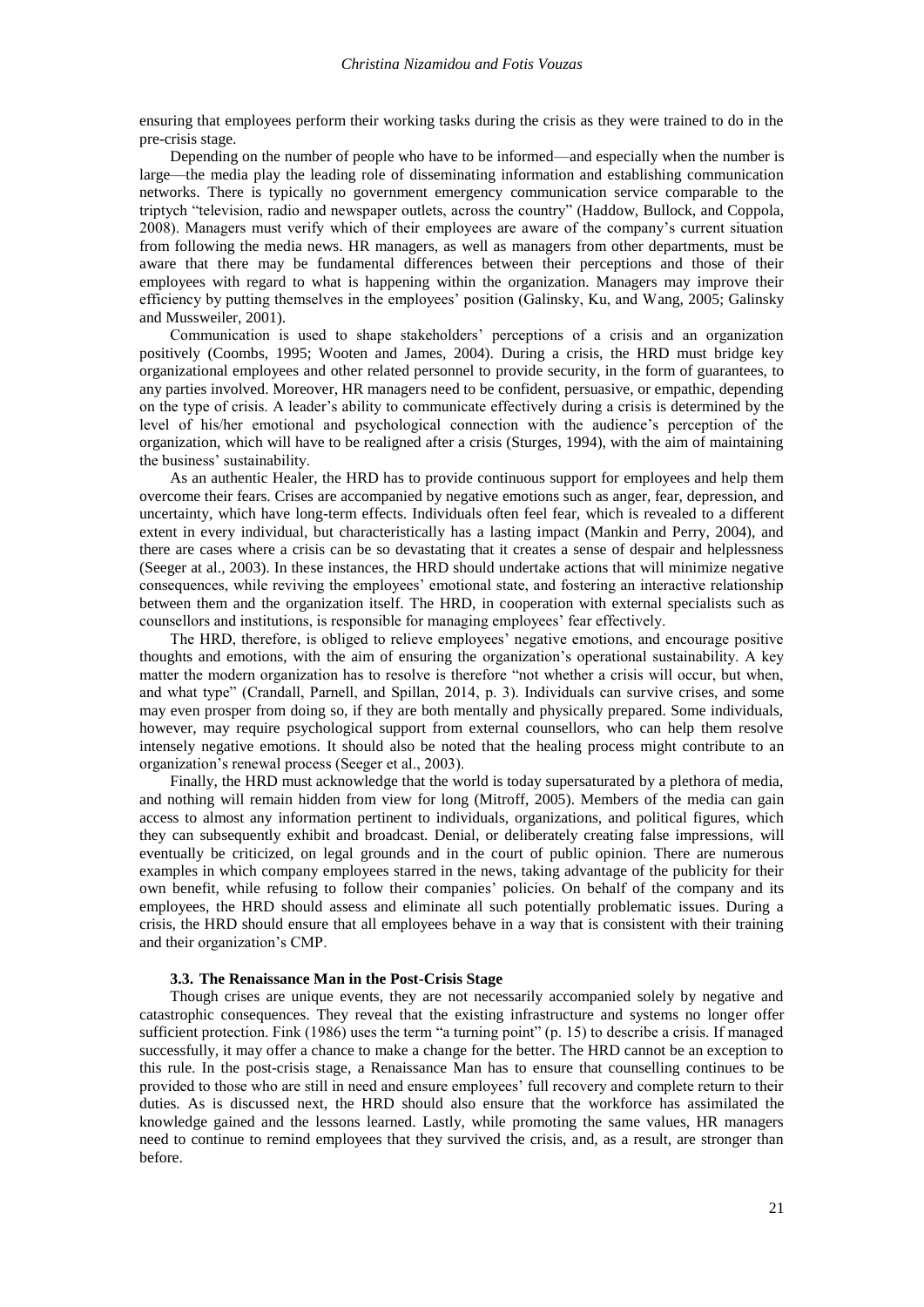ensuring that employees perform their working tasks during the crisis as they were trained to do in the pre-crisis stage.

Depending on the number of people who have to be informed—and especially when the number is large—the media play the leading role of disseminating information and establishing communication networks. There is typically no government emergency communication service comparable to the triptych "television, radio and newspaper outlets, across the country" (Haddow, Bullock, and Coppola, 2008). Managers must verify which of their employees are aware of the company's current situation from following the media news. HR managers, as well as managers from other departments, must be aware that there may be fundamental differences between their perceptions and those of their employees with regard to what is happening within the organization. Managers may improve their efficiency by putting themselves in the employees' position (Galinsky, Ku, and Wang, 2005; Galinsky and Mussweiler, 2001).

Communication is used to shape stakeholders' perceptions of a crisis and an organization positively (Coombs, 1995; Wooten and James, 2004). During a crisis, the HRD must bridge key organizational employees and other related personnel to provide security, in the form of guarantees, to any parties involved. Moreover, HR managers need to be confident, persuasive, or empathic, depending on the type of crisis. A leader's ability to communicate effectively during a crisis is determined by the level of his/her emotional and psychological connection with the audience's perception of the organization, which will have to be realigned after a crisis (Sturges, 1994), with the aim of maintaining the business' sustainability.

As an authentic Healer, the HRD has to provide continuous support for employees and help them overcome their fears. Crises are accompanied by negative emotions such as anger, fear, depression, and uncertainty, which have long-term effects. Individuals often feel fear, which is revealed to a different extent in every individual, but characteristically has a lasting impact (Mankin and Perry, 2004), and there are cases where a crisis can be so devastating that it creates a sense of despair and helplessness (Seeger at al., 2003). In these instances, the HRD should undertake actions that will minimize negative consequences, while reviving the employees' emotional state, and fostering an interactive relationship between them and the organization itself. The HRD, in cooperation with external specialists such as counsellors and institutions, is responsible for managing employees' fear effectively.

The HRD, therefore, is obliged to relieve employees' negative emotions, and encourage positive thoughts and emotions, with the aim of ensuring the organization's operational sustainability. A key matter the modern organization has to resolve is therefore "not whether a crisis will occur, but when, and what type" (Crandall, Parnell, and Spillan, 2014, p. 3). Individuals can survive crises, and some may even prosper from doing so, if they are both mentally and physically prepared. Some individuals, however, may require psychological support from external counsellors, who can help them resolve intensely negative emotions. It should also be noted that the healing process might contribute to an organization's renewal process (Seeger et al., 2003).

Finally, the HRD must acknowledge that the world is today supersaturated by a plethora of media, and nothing will remain hidden from view for long (Mitroff, 2005). Members of the media can gain access to almost any information pertinent to individuals, organizations, and political figures, which they can subsequently exhibit and broadcast. Denial, or deliberately creating false impressions, will eventually be criticized, on legal grounds and in the court of public opinion. There are numerous examples in which company employees starred in the news, taking advantage of the publicity for their own benefit, while refusing to follow their companies' policies. On behalf of the company and its employees, the HRD should assess and eliminate all such potentially problematic issues. During a crisis, the HRD should ensure that all employees behave in a way that is consistent with their training and their organization's CMP.

### 3.3. The Renaissance Man in the Post-Crisis Stage

Though crises are unique events, they are not necessarily accompanied solely by negative and catastrophic consequences. They reveal that the existing infrastructure and systems no longer offer sufficient protection. Fink (1986) uses the term "a turning point" (p. 15) to describe a crisis. If managed successfully, it may offer a chance to make a change for the better. The HRD cannot be an exception to this rule. In the post-crisis stage, a Renaissance Man has to ensure that counselling continues to be provided to those who are still in need and ensure employees' full recovery and complete return to their duties. As is discussed next, the HRD should also ensure that the workforce has assimilated the knowledge gained and the lessons learned. Lastly, while promoting the same values, HR managers need to continue to remind employees that they survived the crisis, and, as a result, are stronger than before.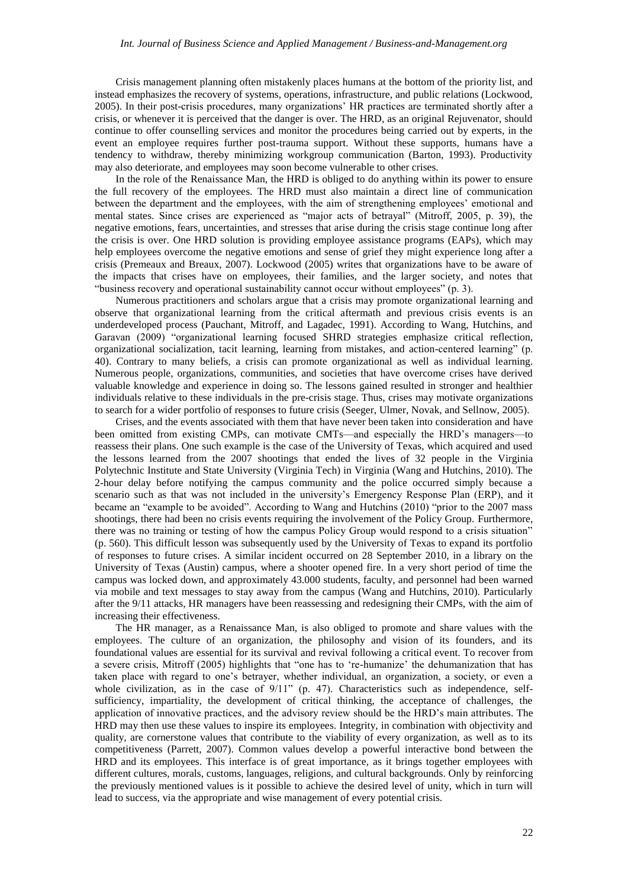Crisis management planning often mistakenly places humans at the bottom of the priority list, and instead emphasizes the recovery of systems, operations, infrastructure, and public relations (Lockwood, 2005). In their post-crisis procedures, many organizations' HR practices are terminated shortly after a crisis, or whenever it is perceived that the danger is over. The HRD, as an original Rejuvenator, should continue to offer counselling services and monitor the procedures being carried out by experts, in the event an employee requires further post-trauma support. Without these supports, humans have a tendency to withdraw, thereby minimizing workgroup communication (Barton, 1993). Productivity may also deteriorate, and employees may soon become vulnerable to other crises.

In the role of the Renaissance Man, the HRD is obliged to do anything within its power to ensure the full recovery of the employees. The HRD must also maintain a direct line of communication between the department and the employees, with the aim of strengthening employees' emotional and mental states. Since crises are experienced as "major acts of betrayal" (Mitroff, 2005, p. 39), the negative emotions, fears, uncertainties, and stresses that arise during the crisis stage continue long after the crisis is over. One HRD solution is providing employee assistance programs (EAPs), which may help employees overcome the negative emotions and sense of grief they might experience long after a crisis (Premeaux and Breaux, 2007). Lockwood (2005) writes that organizations have to be aware of the impacts that crises have on employees, their families, and the larger society, and notes that "business recovery and operational sustainability cannot occur without employees" (p. 3).

Numerous practitioners and scholars argue that a crisis may promote organizational learning and observe that organizational learning from the critical aftermath and previous crisis events is an underdeveloped process (Pauchant, Mitroff, and Lagadec, 1991). According to Wang, Hutchins, and Garavan (2009) "organizational learning focused SHRD strategies emphasize critical reflection, organizational socialization, tacit learning, learning from mistakes, and action-centered learning" (p. 40). Contrary to many beliefs, a crisis can promote organizational as well as individual learning. Numerous people, organizations, communities, and societies that have overcome crises have derived valuable knowledge and experience in doing so. The lessons gained resulted in stronger and healthier individuals relative to these individuals in the pre-crisis stage. Thus, crises may motivate organizations to search for a wider portfolio of responses to future crisis (Seeger, Ulmer, Novak, and Sellnow, 2005).

Crises, and the events associated with them that have never been taken into consideration and have been omitted from existing CMPs, can motivate CMTs—and especially the HRD's managers—to reassess their plans. One such example is the case of the University of Texas, which acquired and used the lessons learned from the 2007 shootings that ended the lives of 32 people in the Virginia Polytechnic Institute and State University (Virginia Tech) in Virginia (Wang and Hutchins, 2010). The 2-hour delay before notifying the campus community and the police occurred simply because a scenario such as that was not included in the university's Emergency Response Plan (ERP), and it became an "example to be avoided". According to Wang and Hutchins (2010) "prior to the 2007 mass shootings, there had been no crisis events requiring the involvement of the Policy Group. Furthermore, there was no training or testing of how the campus Policy Group would respond to a crisis situation" (p. 560). This difficult lesson was subsequently used by the University of Texas to expand its portfolio of responses to future crises. A similar incident occurred on 28 September 2010, in a library on the University of Texas (Austin) campus, where a shooter opened fire. In a very short period of time the campus was locked down, and approximately 43.000 students, faculty, and personnel had been warned via mobile and text messages to stay away from the campus (Wang and Hutchins, 2010). Particularly after the 9/11 attacks, HR managers have been reassessing and redesigning their CMPs, with the aim of increasing their effectiveness.

The HR manager, as a Renaissance Man, is also obliged to promote and share values with the employees. The culture of an organization, the philosophy and vision of its founders, and its foundational values are essential for its survival and revival following a critical event. To recover from a severe crisis, Mitroff (2005) highlights that "one has to 're-humanize' the dehumanization that has taken place with regard to one's betrayer, whether individual, an organization, a society, or even a whole civilization, as in the case of 9/11" (p. 47). Characteristics such as independence, self-sufficiency, impartiality, the development of critical thinking, the acceptance of challenges, the application of innovative practices, and the advisory review should be the HRD's main attributes. The HRD may then use these values to inspire its employees. Integrity, in combination with objectivity and quality, are cornerstone values that contribute to the viability of every organization, as well as to its competitiveness (Parrett, 2007). Common values develop a powerful interactive bond between the HRD and its employees. This interface is of great importance, as it brings together employees with different cultures, morals, customs, languages, religions, and cultural backgrounds. Only by reinforcing the previously mentioned values is it possible to achieve the desired level of unity, which in turn will lead to success, via the appropriate and wise management of every potential crisis.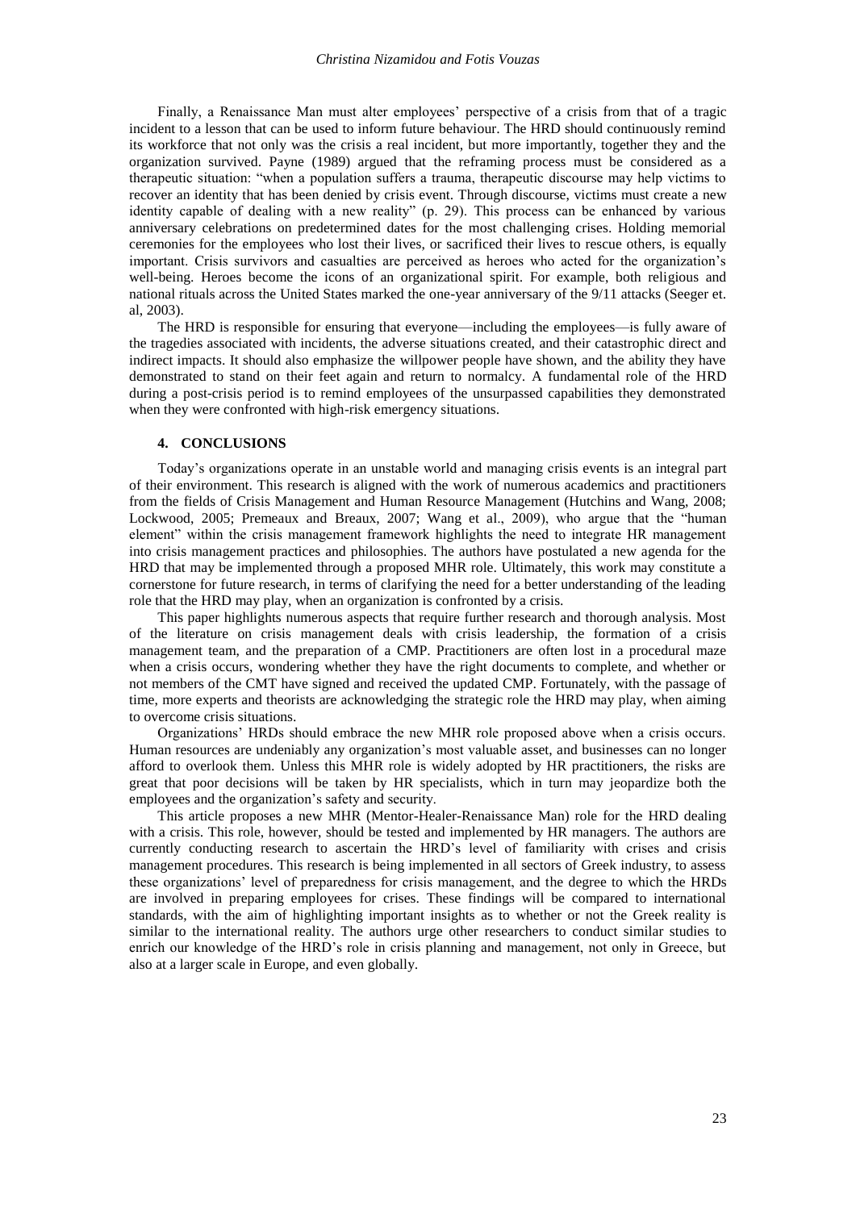Finally, a Renaissance Man must alter employees' perspective of a crisis from that of a tragic incident to a lesson that can be used to inform future behaviour. The HRD should continuously remind its workforce that not only was the crisis a real incident, but more importantly, together they and the organization survived. Payne (1989) argued that the reframing process must be considered as a therapeutic situation: "when a population suffers a trauma, therapeutic discourse may help victims to recover an identity that has been denied by crisis event. Through discourse, victims must create a new identity capable of dealing with a new reality" (p. 29). This process can be enhanced by various anniversary celebrations on predetermined dates for the most challenging crises. Holding memorial ceremonies for the employees who lost their lives, or sacrificed their lives to rescue others, is equally important. Crisis survivors and casualties are perceived as heroes who acted for the organization's well-being. Heroes become the icons of an organizational spirit. For example, both religious and national rituals across the United States marked the one-year anniversary of the 9/11 attacks (Seeger et. al, 2003).

The HRD is responsible for ensuring that everyone—including the employees—is fully aware of the tragedies associated with incidents, the adverse situations created, and their catastrophic direct and indirect impacts. It should also emphasize the willpower people have shown, and the ability they have demonstrated to stand on their feet again and return to normalcy. A fundamental role of the HRD during a post-crisis period is to remind employees of the unsurpassed capabilities they demonstrated when they were confronted with high-risk emergency situations.

## 4. CONCLUSIONS

Today's organizations operate in an unstable world and managing crisis events is an integral part of their environment. This research is aligned with the work of numerous academics and practitioners from the fields of Crisis Management and Human Resource Management (Hutchins and Wang, 2008; Lockwood, 2005; Premeaux and Breaux, 2007; Wang et al., 2009), who argue that the "human element" within the crisis management framework highlights the need to integrate HR management into crisis management practices and philosophies. The authors have postulated a new agenda for the HRD that may be implemented through a proposed MHR role. Ultimately, this work may constitute a cornerstone for future research, in terms of clarifying the need for a better understanding of the leading role that the HRD may play, when an organization is confronted by a crisis.

This paper highlights numerous aspects that require further research and thorough analysis. Most of the literature on crisis management deals with crisis leadership, the formation of a crisis management team, and the preparation of a CMP. Practitioners are often lost in a procedural maze when a crisis occurs, wondering whether they have the right documents to complete, and whether or not members of the CMT have signed and received the updated CMP. Fortunately, with the passage of time, more experts and theorists are acknowledging the strategic role the HRD may play, when aiming to overcome crisis situations.

Organizations' HRDs should embrace the new MHR role proposed above when a crisis occurs. Human resources are undeniably any organization's most valuable asset, and businesses can no longer afford to overlook them. Unless this MHR role is widely adopted by HR practitioners, the risks are great that poor decisions will be taken by HR specialists, which in turn may jeopardize both the employees and the organization's safety and security.

This article proposes a new MHR (Mentor-Healer-Renaissance Man) role for the HRD dealing with a crisis. This role, however, should be tested and implemented by HR managers. The authors are currently conducting research to ascertain the HRD's level of familiarity with crises and crisis management procedures. This research is being implemented in all sectors of Greek industry, to assess these organizations' level of preparedness for crisis management, and the degree to which the HRDs are involved in preparing employees for crises. These findings will be compared to international standards, with the aim of highlighting important insights as to whether or not the Greek reality is similar to the international reality. The authors urge other researchers to conduct similar studies to enrich our knowledge of the HRD's role in crisis planning and management, not only in Greece, but also at a larger scale in Europe, and even globally.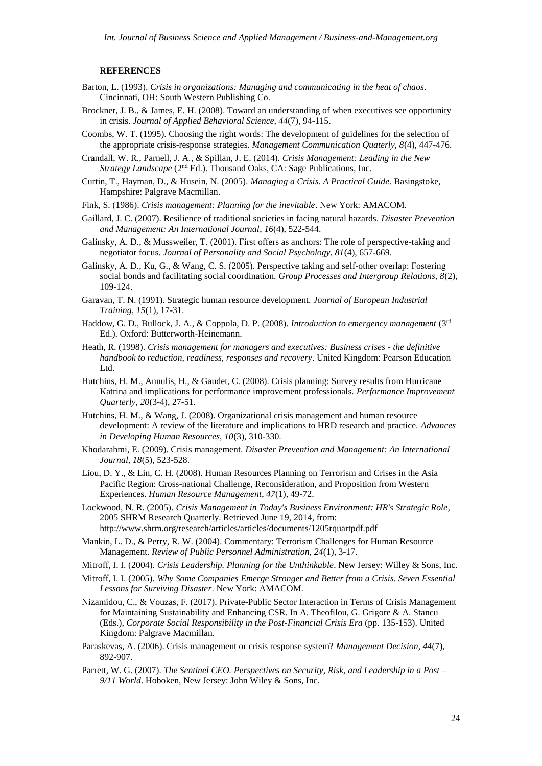**REFERENCES**

Barton, L. (1993). *Crisis in organizations: Managing and communicating in the heat of chaos*. Cincinnati, OH: South Western Publishing Co.

Brockner, J. B., & James, E. H. (2008). Toward an understanding of when executives see opportunity in crisis. *Journal of Applied Behavioral Science, 44*(7), 94-115.

Coombs, W. T. (1995). Choosing the right words: The development of guidelines for the selection of the appropriate crisis-response strategies. *Management Communication Quaterly, 8*(4), 447-476.

Crandall, W. R., Parnell, J. A., & Spillan, J. E. (2014). *Crisis Management: Leading in the New Strategy Landscape* (2nd Ed.). Thousand Oaks, CA: Sage Publications, Inc.

Curtin, T., Hayman, D., & Husein, N. (2005). *Managing a Crisis. A Practical Guide*. Basingstoke, Hampshire: Palgrave Macmillan.

Fink, S. (1986). *Crisis management: Planning for the inevitable*. New York: AMACOM.

Gaillard, J. C. (2007). Resilience of traditional societies in facing natural hazards. *Disaster Prevention and Management: An International Journal*, *16*(4), 522-544.

Galinsky, A. D., & Mussweiler, T. (2001). First offers as anchors: The role of perspective-taking and negotiator focus. *Journal of Personality and Social Psychology, 81*(4), 657-669.

Galinsky, A. D., Ku, G., & Wang, C. S. (2005). Perspective taking and self-other overlap: Fostering social bonds and facilitating social coordination. *Group Processes and Intergroup Relations, 8*(2), 109-124.

Garavan, T. N. (1991). Strategic human resource development. *Journal of European Industrial Training, 15*(1), 17-31.

Haddow, G. D., Bullock, J. A., & Coppola, D. P. (2008). *Introduction to emergency management* (3rd Ed.). Oxford: Butterworth-Heinemann.

Heath, R. (1998). *Crisis management for managers and executives: Business crises - the definitive handbook to reduction, readiness, responses and recovery*. United Kingdom: Pearson Education Ltd.

Hutchins, H. M., Annulis, H., & Gaudet, C. (2008). Crisis planning: Survey results from Hurricane Katrina and implications for performance improvement professionals. *Performance Improvement Quarterly, 20*(3-4), 27-51.

Hutchins, H. M., & Wang, J. (2008). Organizational crisis management and human resource development: A review of the literature and implications to HRD research and practice. *Advances in Developing Human Resources, 10*(3), 310-330.

Khodarahmi, E. (2009). Crisis management. *Disaster Prevention and Management: An International Journal, 18*(5), 523-528.

Liou, D. Y., & Lin, C. H. (2008). Human Resources Planning on Terrorism and Crises in the Asia Pacific Region: Cross-national Challenge, Reconsideration, and Proposition from Western Experiences. *Human Resource Management*, *47*(1), 49-72.

Lockwood, N. R. (2005). *Crisis Management in Today's Business Environment: HR's Strategic Role*, 2005 SHRM Research Quarterly. Retrieved June 19, 2014, from: http://www.shrm.org/research/articles/articles/documents/1205rquartpdf.pdf

Mankin, L. D., & Perry, R. W. (2004). Commentary: Terrorism Challenges for Human Resource Management. *Review of Public Personnel Administration, 24*(1), 3-17.

Mitroff, I. I. (2004). *Crisis Leadership. Planning for the Unthinkable*. New Jersey: Willey & Sons, Inc.

Mitroff, I. I. (2005). *Why Some Companies Emerge Stronger and Better from a Crisis. Seven Essential Lessons for Surviving Disaster*. New York: AMACOM.

Nizamidou, C., & Vouzas, F. (2017). Private-Public Sector Interaction in Terms of Crisis Management for Maintaining Sustainability and Enhancing CSR. In A. Theofilou, G. Grigore & A. Stancu (Eds.), *Corporate Social Responsibility in the Post-Financial Crisis Era* (pp. 135-153). United Kingdom: Palgrave Macmillan.

Paraskevas, A. (2006). Crisis management or crisis response system? *Management Decision, 44*(7), 892-907.

Parrett, W. G. (2007). *The Sentinel CEO. Perspectives on Security, Risk, and Leadership in a Post – 9/11 World*. Hoboken, New Jersey: John Wiley & Sons, Inc.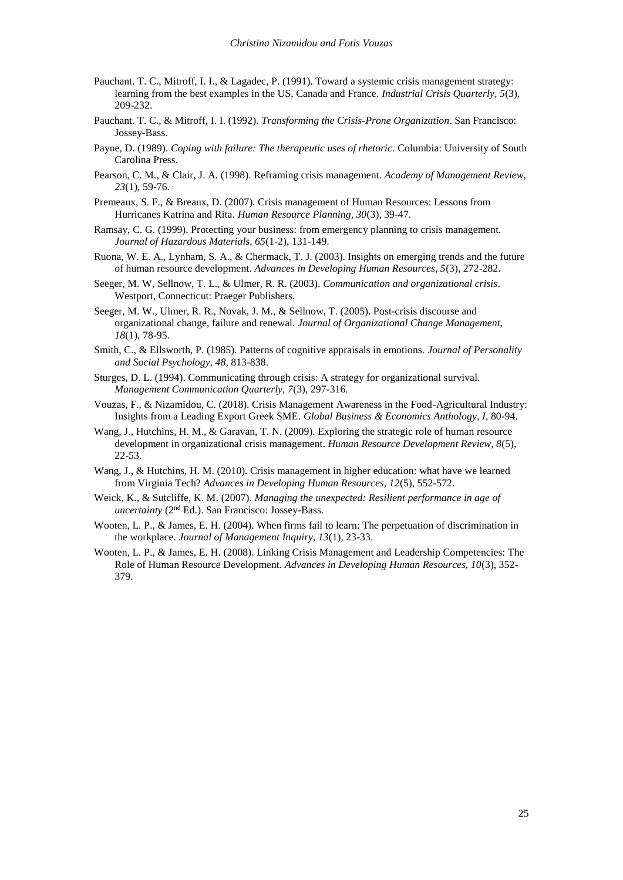Pauchant. T. C., Mitroff, I. I., & Lagadec, P. (1991). Toward a systemic crisis management strategy: learning from the best examples in the US, Canada and France. *Industrial Crisis Quarterly, 5*(3), 209-232.

Pauchant. T. C., & Mitroff, I. I. (1992). *Transforming the Crisis-Prone Organization*. San Francisco: Jossey-Bass.

Payne, D. (1989). *Coping with failure: The therapeutic uses of rhetoric*. Columbia: University of South Carolina Press.

Pearson, C. M., & Clair, J. A. (1998). Reframing crisis management. *Academy of Management Review, 23*(1), 59-76.

Premeaux, S. F., & Breaux, D. (2007). Crisis management of Human Resources: Lessons from Hurricanes Katrina and Rita. *Human Resource Planning, 30*(3), 39-47.

Ramsay, C. G. (1999). Protecting your business: from emergency planning to crisis management. *Journal of Hazardous Materials, 65*(1-2), 131-149.

Ruona, W. E. A., Lynham, S. A., & Chermack, T. J. (2003). Insights on emerging trends and the future of human resource development. *Advances in Developing Human Resources, 5*(3), 272-282.

Seeger, M. W, Sellnow, T. L., & Ulmer, R. R. (2003). *Communication and organizational crisis*. Westport, Connecticut: Praeger Publishers.

Seeger, M. W., Ulmer, R. R., Novak, J. M., & Sellnow, T. (2005). Post-crisis discourse and organizational change, failure and renewal. *Journal of Organizational Change Management, 18*(1), 78-95.

Smith, C., & Ellsworth, P. (1985). Patterns of cognitive appraisals in emotions. *Journal of Personality and Social Psychology, 48*, 813-838.

Sturges, D. L. (1994). Communicating through crisis: A strategy for organizational survival. *Management Communication Quarterly, 7*(3), 297-316.

Vouzas, F., & Nizamidou, C. (2018). Crisis Management Awareness in the Food-Agricultural Industry: Insights from a Leading Export Greek SME. *Global Business & Economics Anthology, I*, 80-94.

Wang, J., Hutchins, H. M., & Garavan, T. N. (2009). Exploring the strategic role of human resource development in organizational crisis management. *Human Resource Development Review, 8*(5), 22-53.

Wang, J., & Hutchins, H. M. (2010). Crisis management in higher education: what have we learned from Virginia Tech? *Advances in Developing Human Resources, 12*(5), 552-572.

Weick, K., & Sutcliffe, K. M. (2007). *Managing the unexpected: Resilient performance in age of uncertainty* (2nd Ed.). San Francisco: Jossey-Bass.

Wooten, L. P., & James, E. H. (2004). When firms fail to learn: The perpetuation of discrimination in the workplace. *Journal of Management Inquiry, 13*(1), 23-33.

Wooten, L. P., & James, E. H. (2008). Linking Crisis Management and Leadership Competencies: The Role of Human Resource Development. *Advances in Developing Human Resources, 10*(3), 352-379.